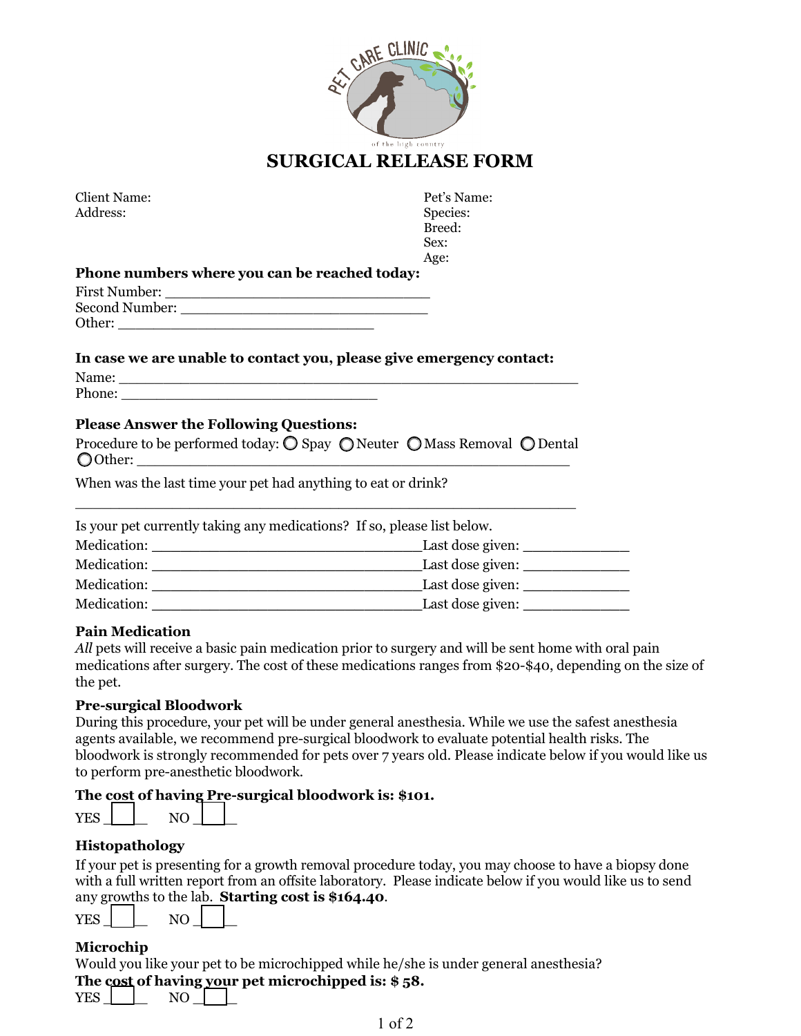# SURGICAL RELEASE FORM

Client Name:
Address:

Pet's Name:
Species:
Breed:
Sex:
Age:

**Phone numbers where you can be reached today:**

First Number: ________________________________
Second Number: ______________________________
Other: _______________________________

**In case we are unable to contact you, please give emergency contact:**

Name: ________________________________________________________
Phone: _______________________________

**Please Answer the Following Questions:**

Procedure to be performed today: ◯ Spay ◯ Neuter ◯ Mass Removal ◯ Dental
◯ Other: ____________________________________________________

When was the last time your pet had anything to eat or drink?

____________________________________________________________

Is your pet currently taking any medications? If so, please list below.

Medication: _________________________________Last dose given: _____________
Medication: _________________________________Last dose given: _____________
Medication: _________________________________Last dose given: _____________
Medication: _________________________________Last dose given: _____________

**Pain Medication**

*All* pets will receive a basic pain medication prior to surgery and will be sent home with oral pain medications after surgery. The cost of these medications ranges from $20-$40, depending on the size of the pet.

**Pre-surgical Bloodwork**

During this procedure, your pet will be under general anesthesia. While we use the safest anesthesia agents available, we recommend pre-surgical bloodwork to evaluate potential health risks. The bloodwork is strongly recommended for pets over 7 years old. Please indicate below if you would like us to perform pre-anesthetic bloodwork.

**The cost of having Pre-surgical bloodwork is: $101.**

YES ☐ NO ☐

**Histopathology**

If your pet is presenting for a growth removal procedure today, you may choose to have a biopsy done with a full written report from an offsite laboratory. Please indicate below if you would like us to send any growths to the lab. **Starting cost is $164.40**.

YES ☐ NO ☐

**Microchip**

Would you like your pet to be microchipped while he/she is under general anesthesia?

**The cost of having your pet microchipped is: $ 58.**

YES ☐ NO ☐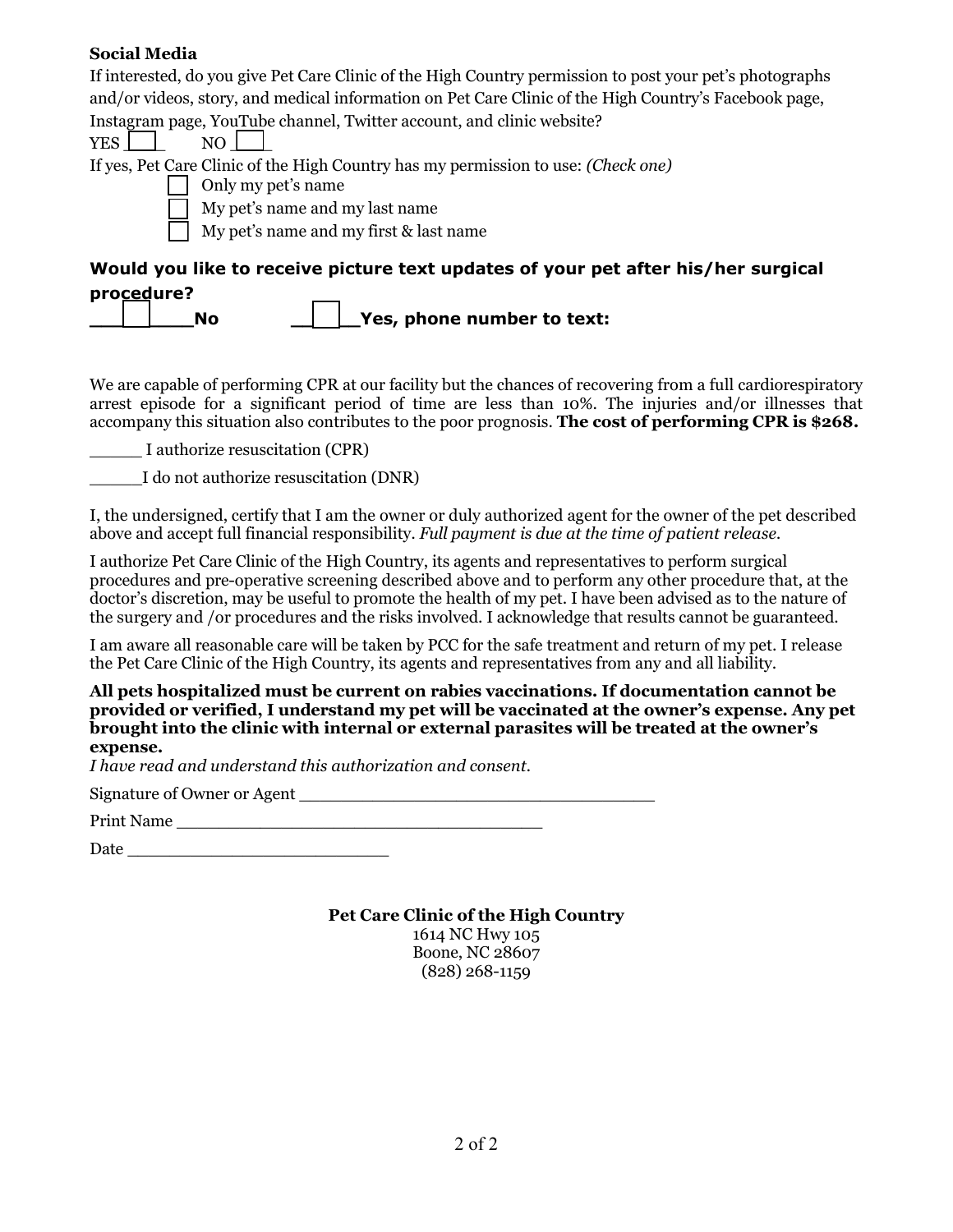**Social Media**

If interested, do you give Pet Care Clinic of the High Country permission to post your pet's photographs and/or videos, story, and medical information on Pet Care Clinic of the High Country's Facebook page, Instagram page, YouTube channel, Twitter account, and clinic website?

YES ☐ NO ☐

If yes, Pet Care Clinic of the High Country has my permission to use: *(Check one)*

- ☐ Only my pet's name
- ☐ My pet's name and my last name
- ☐ My pet's name and my first & last name

**Would you like to receive picture text updates of your pet after his/her surgical procedure?**

☐ **No** ☐ **Yes, phone number to text:**

We are capable of performing CPR at our facility but the chances of recovering from a full cardiorespiratory arrest episode for a significant period of time are less than 10%. The injuries and/or illnesses that accompany this situation also contributes to the poor prognosis. **The cost of performing CPR is $268.**

_____ I authorize resuscitation (CPR)

_____I do not authorize resuscitation (DNR)

I, the undersigned, certify that I am the owner or duly authorized agent for the owner of the pet described above and accept full financial responsibility. *Full payment is due at the time of patient release.*

I authorize Pet Care Clinic of the High Country, its agents and representatives to perform surgical procedures and pre-operative screening described above and to perform any other procedure that, at the doctor's discretion, may be useful to promote the health of my pet. I have been advised as to the nature of the surgery and /or procedures and the risks involved. I acknowledge that results cannot be guaranteed.

I am aware all reasonable care will be taken by PCC for the safe treatment and return of my pet. I release the Pet Care Clinic of the High Country, its agents and representatives from any and all liability.

**All pets hospitalized must be current on rabies vaccinations. If documentation cannot be provided or verified, I understand my pet will be vaccinated at the owner's expense. Any pet brought into the clinic with internal or external parasites will be treated at the owner's expense.**

*I have read and understand this authorization and consent.*

Signature of Owner or Agent ___________________________________

Print Name ____________________________________

Date _________________________

**Pet Care Clinic of the High Country**
1614 NC Hwy 105
Boone, NC 28607
(828) 268-1159